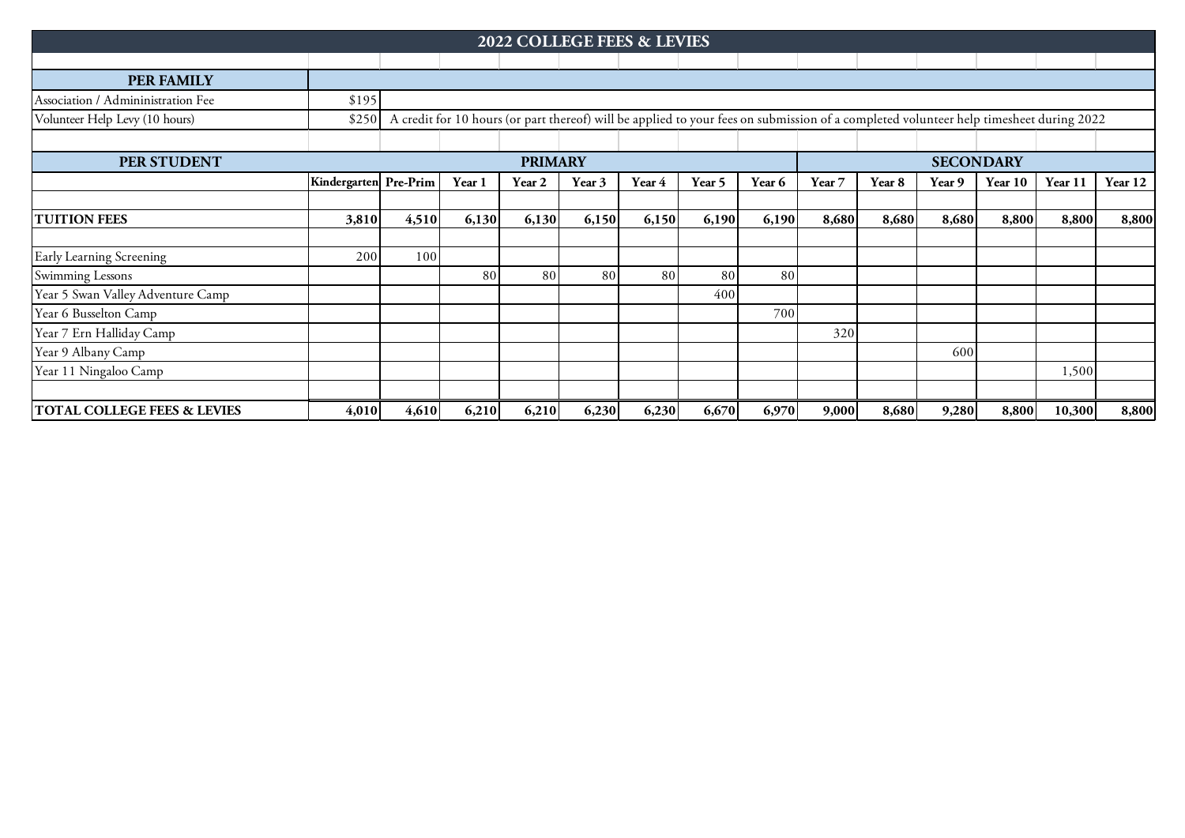# 2022 COLLEGE FEES & LEVIES

| PER FAMILY | | |
|---|---|---|
| Association / Admininistration Fee | $195 | |
| Volunteer Help Levy (10 hours) | $250 | A credit for 10 hours (or part thereof) will be applied to your fees on submission of a completed volunteer help timesheet during 2022 |

| PER STUDENT | PRIMARY | | | | | | | | SECONDARY | | | | | |
|---|---|---|---|---|---|---|---|---|---|---|---|---|---|---|
| | **Kindergarten** | **Pre-Prim** | **Year 1** | **Year 2** | **Year 3** | **Year 4** | **Year 5** | **Year 6** | **Year 7** | **Year 8** | **Year 9** | **Year 10** | **Year 11** | **Year 12** |
| **TUITION FEES** | **3,810** | **4,510** | **6,130** | **6,130** | **6,150** | **6,150** | **6,190** | **6,190** | **8,680** | **8,680** | **8,680** | **8,800** | **8,800** | **8,800** |
| Early Learning Screening | 200 | 100 | | | | | | | | | | | | |
| Swimming Lessons | | | 80 | 80 | 80 | 80 | 80 | 80 | | | | | | |
| Year 5 Swan Valley Adventure Camp | | | | | | | 400 | | | | | | | |
| Year 6 Busselton Camp | | | | | | | | 700 | | | | | | |
| Year 7 Ern Halliday Camp | | | | | | | | | 320 | | | | | |
| Year 9 Albany Camp | | | | | | | | | | | 600 | | | |
| Year 11 Ningaloo Camp | | | | | | | | | | | | | 1,500 | |
| **TOTAL COLLEGE FEES & LEVIES** | **4,010** | **4,610** | **6,210** | **6,210** | **6,230** | **6,230** | **6,670** | **6,970** | **9,000** | **8,680** | **9,280** | **8,800** | **10,300** | **8,800** |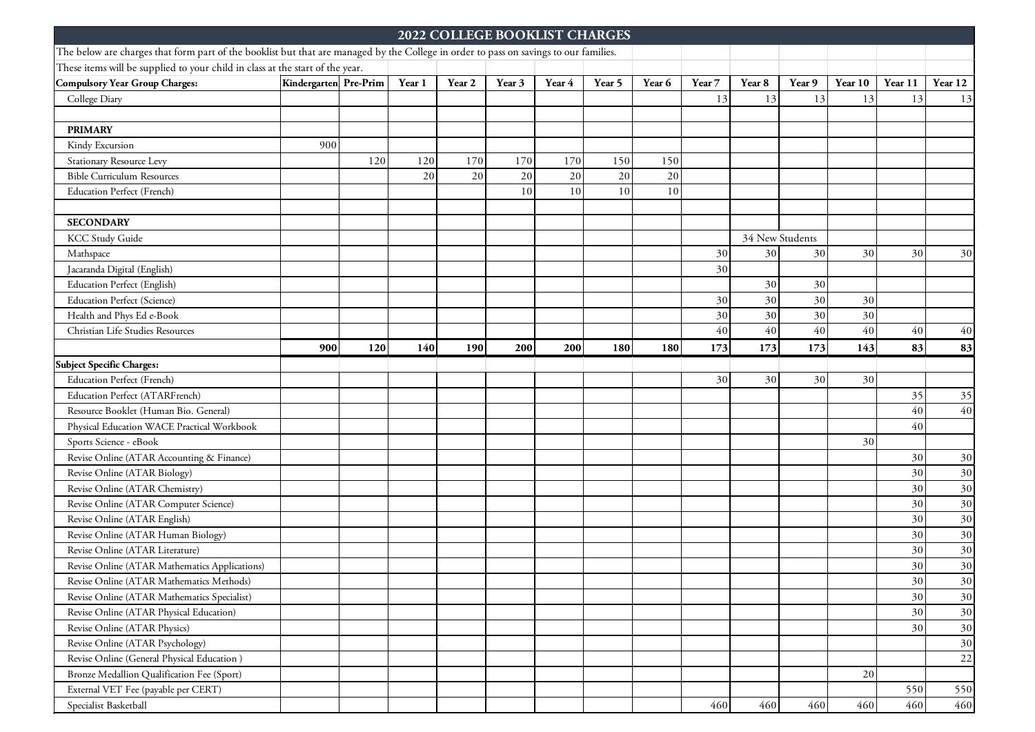| 2022 COLLEGE BOOKLIST CHARGES | | | | | | | | | | | | | | |
|---|---|---|---|---|---|---|---|---|---|---|---|---|---|---|
| The below are charges that form part of the booklist but that are managed by the College in order to pass on savings to our families. | | | | | | | | | | | | | | |
| These items will be supplied to your child in class at the start of the year. | | | | | | | | | | | | | | |
| **Compulsory Year Group Charges:** | **Kindergarten** | **Pre-Prim** | **Year 1** | **Year 2** | **Year 3** | **Year 4** | **Year 5** | **Year 6** | **Year 7** | **Year 8** | **Year 9** | **Year 10** | **Year 11** | **Year 12** |
| College Diary | | | | | | | | | 13 | 13 | 13 | 13 | 13 | 13 |
| | | | | | | | | | | | | | | |
| **PRIMARY** | | | | | | | | | | | | | | |
| Kindy Excursion | 900 | | | | | | | | | | | | | |
| Stationary Resource Levy | | 120 | 120 | 170 | 170 | 170 | 150 | 150 | | | | | | |
| Bible Curriculum Resources | | | 20 | 20 | 20 | 20 | 20 | 20 | | | | | | |
| Education Perfect (French) | | | | | 10 | 10 | 10 | 10 | | | | | | |
| | | | | | | | | | | | | | | |
| **SECONDARY** | | | | | | | | | | | | | | |
| KCC Study Guide | | | | | | | | | | 34 New Students | | | | |
| Mathspace | | | | | | | | | 30 | 30 | 30 | 30 | 30 | 30 |
| Jacaranda Digital (English) | | | | | | | | | 30 | | | | | |
| Education Perfect (English) | | | | | | | | | | 30 | 30 | | | |
| Education Perfect (Science) | | | | | | | | | 30 | 30 | 30 | 30 | | |
| Health and Phys Ed e-Book | | | | | | | | | 30 | 30 | 30 | 30 | | |
| Christian Life Studies Resources | | | | | | | | | 40 | 40 | 40 | 40 | 40 | 40 |
| | **900** | **120** | **140** | **190** | **200** | **200** | **180** | **180** | **173** | **173** | **173** | **143** | **83** | **83** |
| **Subject Specific Charges:** | | | | | | | | | | | | | | |
| Education Perfect (French) | | | | | | | | | 30 | 30 | 30 | 30 | | |
| Education Perfect (ATARFrench) | | | | | | | | | | | | | 35 | 35 |
| Resource Booklet (Human Bio. General) | | | | | | | | | | | | | 40 | 40 |
| Physical Education WACE Practical Workbook | | | | | | | | | | | | | 40 | |
| Sports Science - eBook | | | | | | | | | | | | 30 | | |
| Revise Online (ATAR Accounting & Finance) | | | | | | | | | | | | | 30 | 30 |
| Revise Online (ATAR Biology) | | | | | | | | | | | | | 30 | 30 |
| Revise Online (ATAR Chemistry) | | | | | | | | | | | | | 30 | 30 |
| Revise Online (ATAR Computer Science) | | | | | | | | | | | | | 30 | 30 |
| Revise Online (ATAR English) | | | | | | | | | | | | | 30 | 30 |
| Revise Online (ATAR Human Biology) | | | | | | | | | | | | | 30 | 30 |
| Revise Online (ATAR Literature) | | | | | | | | | | | | | 30 | 30 |
| Revise Online (ATAR Mathematics Applications) | | | | | | | | | | | | | 30 | 30 |
| Revise Online (ATAR Mathematics Methods) | | | | | | | | | | | | | 30 | 30 |
| Revise Online (ATAR Mathematics Specialist) | | | | | | | | | | | | | 30 | 30 |
| Revise Online (ATAR Physical Education) | | | | | | | | | | | | | 30 | 30 |
| Revise Online (ATAR Physics) | | | | | | | | | | | | | 30 | 30 |
| Revise Online (ATAR Psychology) | | | | | | | | | | | | | | 30 |
| Revise Online (General Physical Education ) | | | | | | | | | | | | | | 22 |
| Bronze Medallion Qualification Fee (Sport) | | | | | | | | | | | | 20 | | |
| External VET Fee (payable per CERT) | | | | | | | | | | | | | 550 | 550 |
| Specialist Basketball | | | | | | | | | 460 | 460 | 460 | 460 | 460 | 460 |